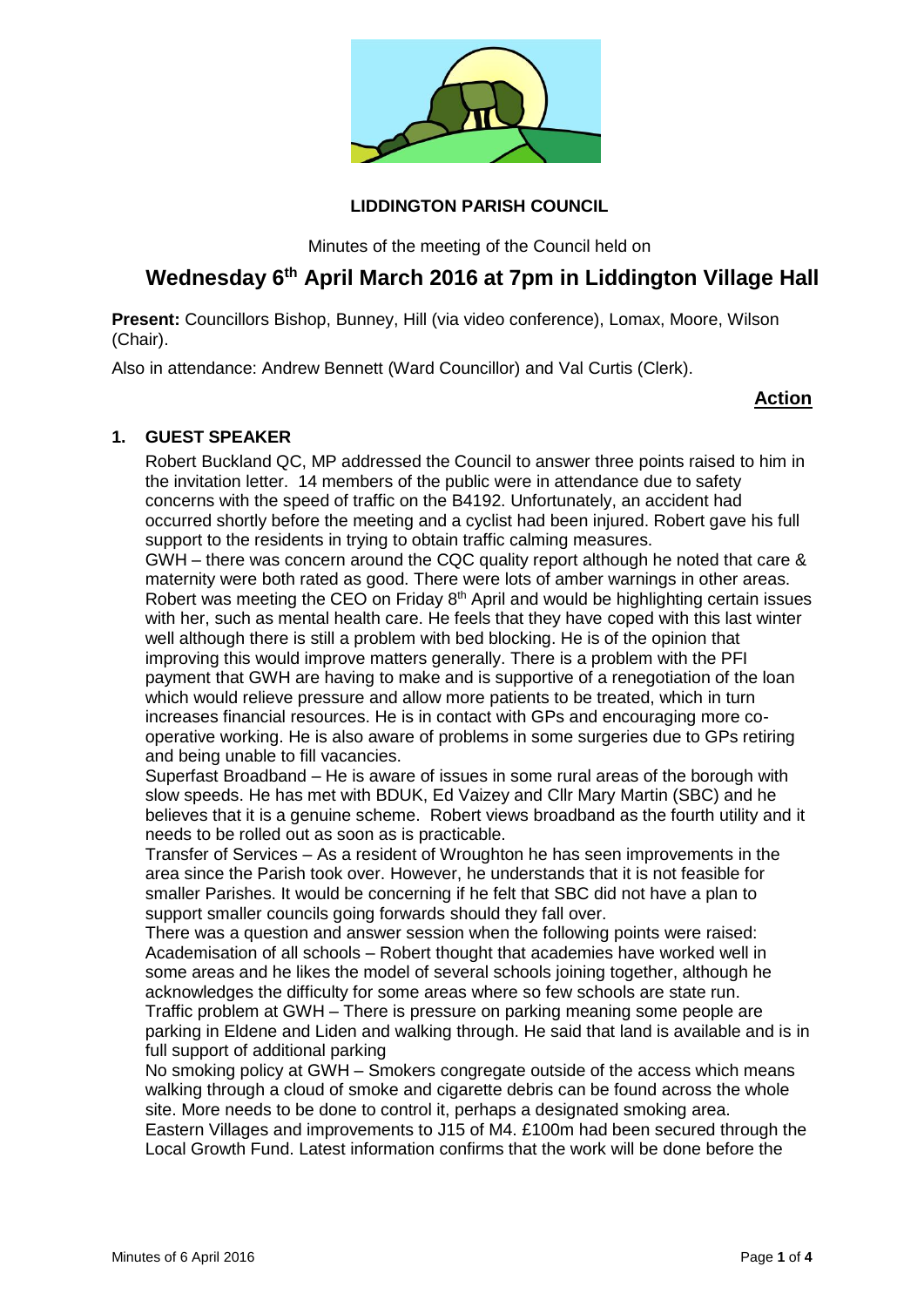**LIDDINGTON PARISH COUNCIL**

Minutes of the meeting of the Council held on

# Wednesday 6th April March 2016 at 7pm in Liddington Village Hall

**Present:** Councillors Bishop, Bunney, Hill (via video conference), Lomax, Moore, Wilson (Chair).

Also in attendance: Andrew Bennett (Ward Councillor) and Val Curtis (Clerk).

**Action**

**1. GUEST SPEAKER**

Robert Buckland QC, MP addressed the Council to answer three points raised to him in the invitation letter. 14 members of the public were in attendance due to safety concerns with the speed of traffic on the B4192. Unfortunately, an accident had occurred shortly before the meeting and a cyclist had been injured. Robert gave his full support to the residents in trying to obtain traffic calming measures.

GWH – there was concern around the CQC quality report although he noted that care & maternity were both rated as good. There were lots of amber warnings in other areas. Robert was meeting the CEO on Friday 8th April and would be highlighting certain issues with her, such as mental health care. He feels that they have coped with this last winter well although there is still a problem with bed blocking. He is of the opinion that improving this would improve matters generally. There is a problem with the PFI payment that GWH are having to make and is supportive of a renegotiation of the loan which would relieve pressure and allow more patients to be treated, which in turn increases financial resources. He is in contact with GPs and encouraging more co-operative working. He is also aware of problems in some surgeries due to GPs retiring and being unable to fill vacancies.

Superfast Broadband – He is aware of issues in some rural areas of the borough with slow speeds. He has met with BDUK, Ed Vaizey and Cllr Mary Martin (SBC) and he believes that it is a genuine scheme. Robert views broadband as the fourth utility and it needs to be rolled out as soon as is practicable.

Transfer of Services – As a resident of Wroughton he has seen improvements in the area since the Parish took over. However, he understands that it is not feasible for smaller Parishes. It would be concerning if he felt that SBC did not have a plan to support smaller councils going forwards should they fall over.

There was a question and answer session when the following points were raised:

Academisation of all schools – Robert thought that academies have worked well in some areas and he likes the model of several schools joining together, although he acknowledges the difficulty for some areas where so few schools are state run.

Traffic problem at GWH – There is pressure on parking meaning some people are parking in Eldene and Liden and walking through. He said that land is available and is in full support of additional parking

No smoking policy at GWH – Smokers congregate outside of the access which means walking through a cloud of smoke and cigarette debris can be found across the whole site. More needs to be done to control it, perhaps a designated smoking area.

Eastern Villages and improvements to J15 of M4. £100m had been secured through the Local Growth Fund. Latest information confirms that the work will be done before the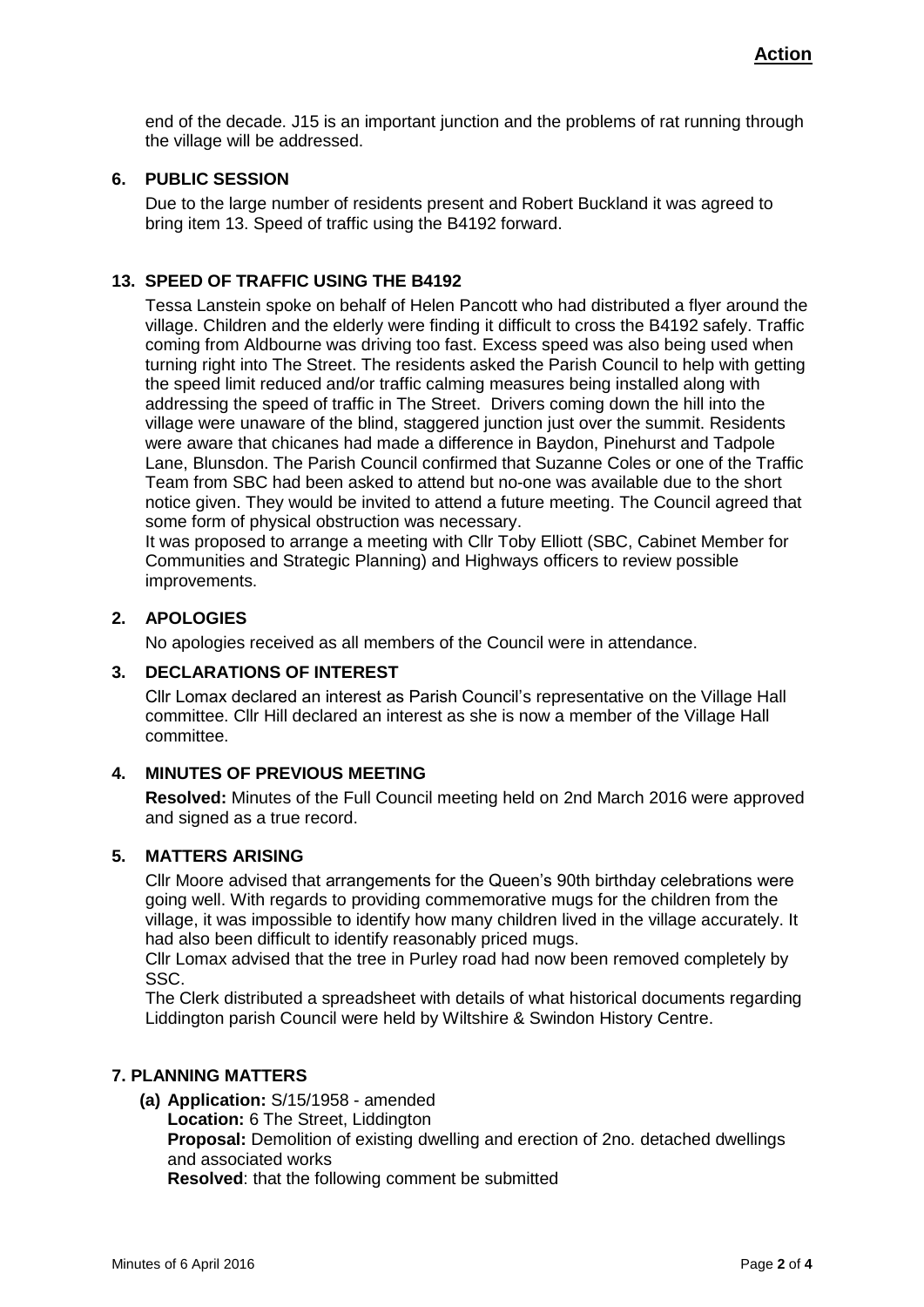**Action**

end of the decade. J15 is an important junction and the problems of rat running through the village will be addressed.

## 6. PUBLIC SESSION

Due to the large number of residents present and Robert Buckland it was agreed to bring item 13. Speed of traffic using the B4192 forward.

## 13. SPEED OF TRAFFIC USING THE B4192

Tessa Lanstein spoke on behalf of Helen Pancott who had distributed a flyer around the village. Children and the elderly were finding it difficult to cross the B4192 safely. Traffic coming from Aldbourne was driving too fast. Excess speed was also being used when turning right into The Street. The residents asked the Parish Council to help with getting the speed limit reduced and/or traffic calming measures being installed along with addressing the speed of traffic in The Street. Drivers coming down the hill into the village were unaware of the blind, staggered junction just over the summit. Residents were aware that chicanes had made a difference in Baydon, Pinehurst and Tadpole Lane, Blunsdon. The Parish Council confirmed that Suzanne Coles or one of the Traffic Team from SBC had been asked to attend but no-one was available due to the short notice given. They would be invited to attend a future meeting. The Council agreed that some form of physical obstruction was necessary.

It was proposed to arrange a meeting with Cllr Toby Elliott (SBC, Cabinet Member for Communities and Strategic Planning) and Highways officers to review possible improvements.

## 2. APOLOGIES

No apologies received as all members of the Council were in attendance.

## 3. DECLARATIONS OF INTEREST

Cllr Lomax declared an interest as Parish Council's representative on the Village Hall committee. Cllr Hill declared an interest as she is now a member of the Village Hall committee.

## 4. MINUTES OF PREVIOUS MEETING

**Resolved:** Minutes of the Full Council meeting held on 2nd March 2016 were approved and signed as a true record.

## 5. MATTERS ARISING

Cllr Moore advised that arrangements for the Queen's 90th birthday celebrations were going well. With regards to providing commemorative mugs for the children from the village, it was impossible to identify how many children lived in the village accurately. It had also been difficult to identify reasonably priced mugs.

Cllr Lomax advised that the tree in Purley road had now been removed completely by SSC.

The Clerk distributed a spreadsheet with details of what historical documents regarding Liddington parish Council were held by Wiltshire & Swindon History Centre.

## 7. PLANNING MATTERS

**(a) Application:** S/15/1958 - amended
**Location:** 6 The Street, Liddington
**Proposal:** Demolition of existing dwelling and erection of 2no. detached dwellings and associated works
**Resolved**: that the following comment be submitted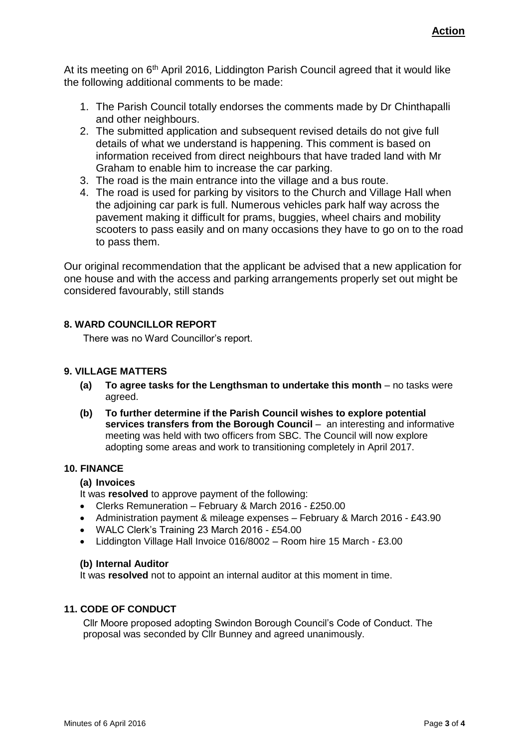**Action**

At its meeting on 6th April 2016, Liddington Parish Council agreed that it would like the following additional comments to be made:

1. The Parish Council totally endorses the comments made by Dr Chinthapalli and other neighbours.
2. The submitted application and subsequent revised details do not give full details of what we understand is happening. This comment is based on information received from direct neighbours that have traded land with Mr Graham to enable him to increase the car parking.
3. The road is the main entrance into the village and a bus route.
4. The road is used for parking by visitors to the Church and Village Hall when the adjoining car park is full. Numerous vehicles park half way across the pavement making it difficult for prams, buggies, wheel chairs and mobility scooters to pass easily and on many occasions they have to go on to the road to pass them.

Our original recommendation that the applicant be advised that a new application for one house and with the access and parking arrangements properly set out might be considered favourably, still stands

## 8. WARD COUNCILLOR REPORT

There was no Ward Councillor's report.

## 9. VILLAGE MATTERS

**(a) To agree tasks for the Lengthsman to undertake this month** – no tasks were agreed.

**(b) To further determine if the Parish Council wishes to explore potential services transfers from the Borough Council** – an interesting and informative meeting was held with two officers from SBC. The Council will now explore adopting some areas and work to transitioning completely in April 2017.

## 10. FINANCE

### (a) Invoices

It was **resolved** to approve payment of the following:

- Clerks Remuneration – February & March 2016 - £250.00
- Administration payment & mileage expenses – February & March 2016 - £43.90
- WALC Clerk's Training 23 March 2016 - £54.00
- Liddington Village Hall Invoice 016/8002 – Room hire 15 March - £3.00

### (b) Internal Auditor

It was **resolved** not to appoint an internal auditor at this moment in time.

## 11. CODE OF CONDUCT

Cllr Moore proposed adopting Swindon Borough Council's Code of Conduct. The proposal was seconded by Cllr Bunney and agreed unanimously.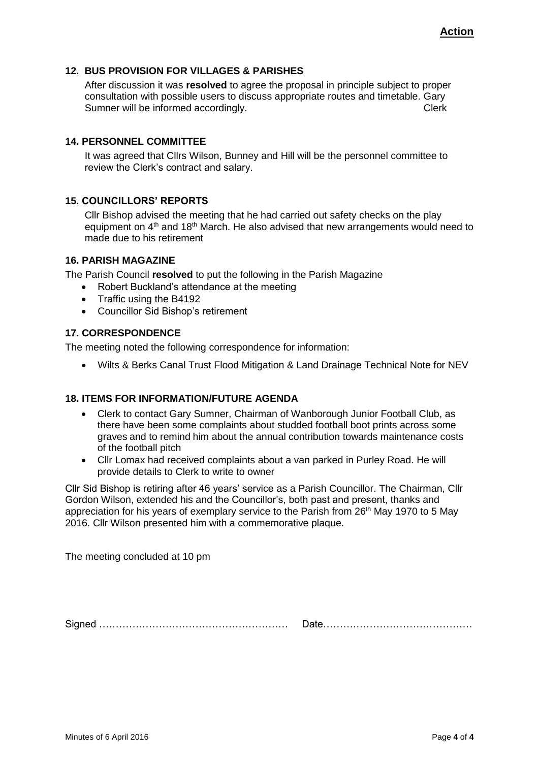**Action**

## 12. BUS PROVISION FOR VILLAGES & PARISHES

After discussion it was **resolved** to agree the proposal in principle subject to proper consultation with possible users to discuss appropriate routes and timetable. Gary Sumner will be informed accordingly. Clerk

## 14. PERSONNEL COMMITTEE

It was agreed that Cllrs Wilson, Bunney and Hill will be the personnel committee to review the Clerk's contract and salary.

## 15. COUNCILLORS' REPORTS

Cllr Bishop advised the meeting that he had carried out safety checks on the play equipment on 4th and 18th March. He also advised that new arrangements would need to made due to his retirement

## 16. PARISH MAGAZINE

The Parish Council **resolved** to put the following in the Parish Magazine

- Robert Buckland's attendance at the meeting
- Traffic using the B4192
- Councillor Sid Bishop's retirement

## 17. CORRESPONDENCE

The meeting noted the following correspondence for information:

- Wilts & Berks Canal Trust Flood Mitigation & Land Drainage Technical Note for NEV

## 18. ITEMS FOR INFORMATION/FUTURE AGENDA

- Clerk to contact Gary Sumner, Chairman of Wanborough Junior Football Club, as there have been some complaints about studded football boot prints across some graves and to remind him about the annual contribution towards maintenance costs of the football pitch
- Cllr Lomax had received complaints about a van parked in Purley Road. He will provide details to Clerk to write to owner

Cllr Sid Bishop is retiring after 46 years' service as a Parish Councillor. The Chairman, Cllr Gordon Wilson, extended his and the Councillor's, both past and present, thanks and appreciation for his years of exemplary service to the Parish from 26th May 1970 to 5 May 2016. Cllr Wilson presented him with a commemorative plaque.

The meeting concluded at 10 pm

Signed ………………………………………………… Date………………………………………